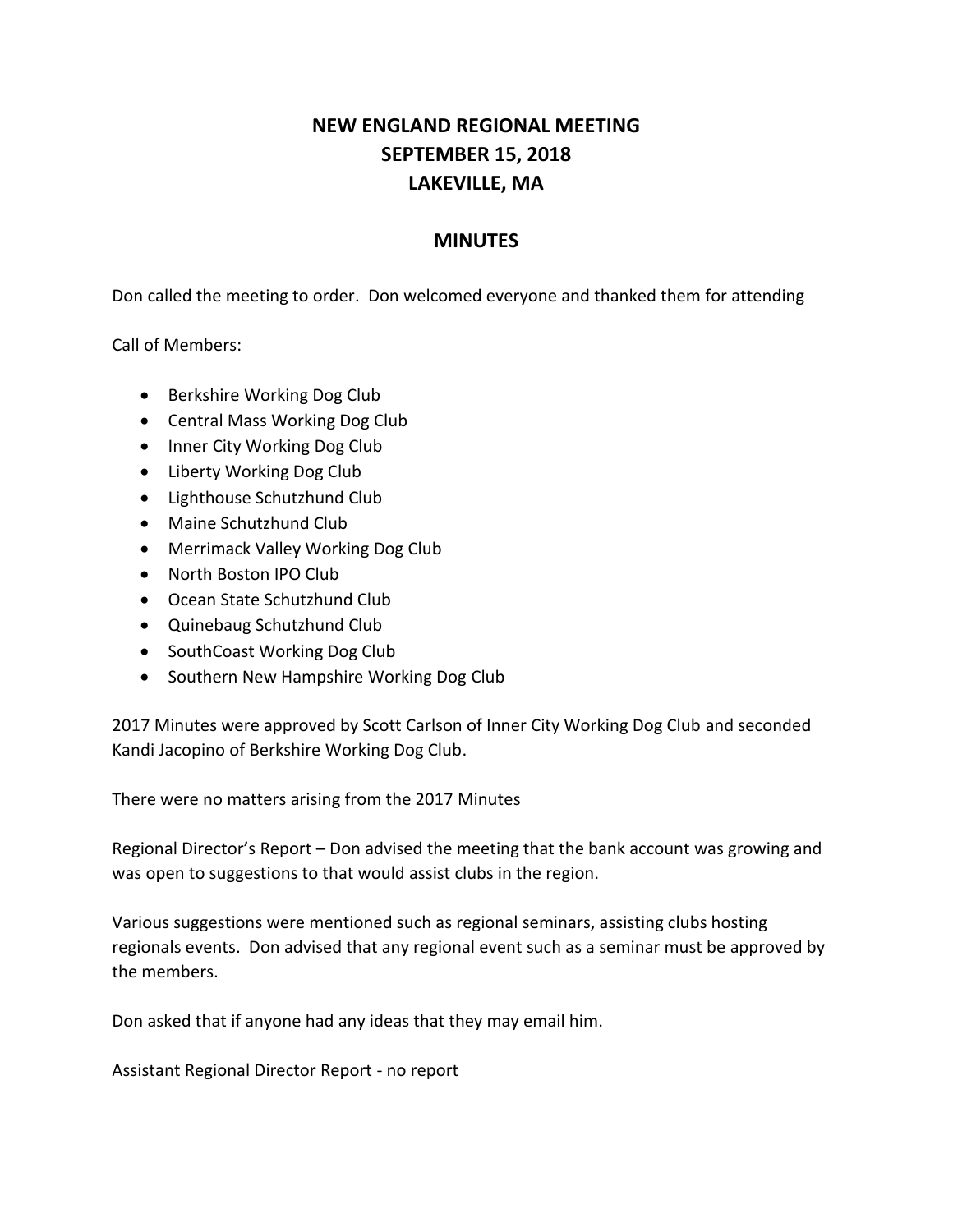# NEW ENGLAND REGIONAL MEETING
# SEPTEMBER 15, 2018
# LAKEVILLE, MA

## MINUTES

Don called the meeting to order. Don welcomed everyone and thanked them for attending

Call of Members:

- Berkshire Working Dog Club
- Central Mass Working Dog Club
- Inner City Working Dog Club
- Liberty Working Dog Club
- Lighthouse Schutzhund Club
- Maine Schutzhund Club
- Merrimack Valley Working Dog Club
- North Boston IPO Club
- Ocean State Schutzhund Club
- Quinebaug Schutzhund Club
- SouthCoast Working Dog Club
- Southern New Hampshire Working Dog Club

2017 Minutes were approved by Scott Carlson of Inner City Working Dog Club and seconded Kandi Jacopino of Berkshire Working Dog Club.

There were no matters arising from the 2017 Minutes

Regional Director's Report – Don advised the meeting that the bank account was growing and was open to suggestions to that would assist clubs in the region.

Various suggestions were mentioned such as regional seminars, assisting clubs hosting regionals events. Don advised that any regional event such as a seminar must be approved by the members.

Don asked that if anyone had any ideas that they may email him.

Assistant Regional Director Report - no report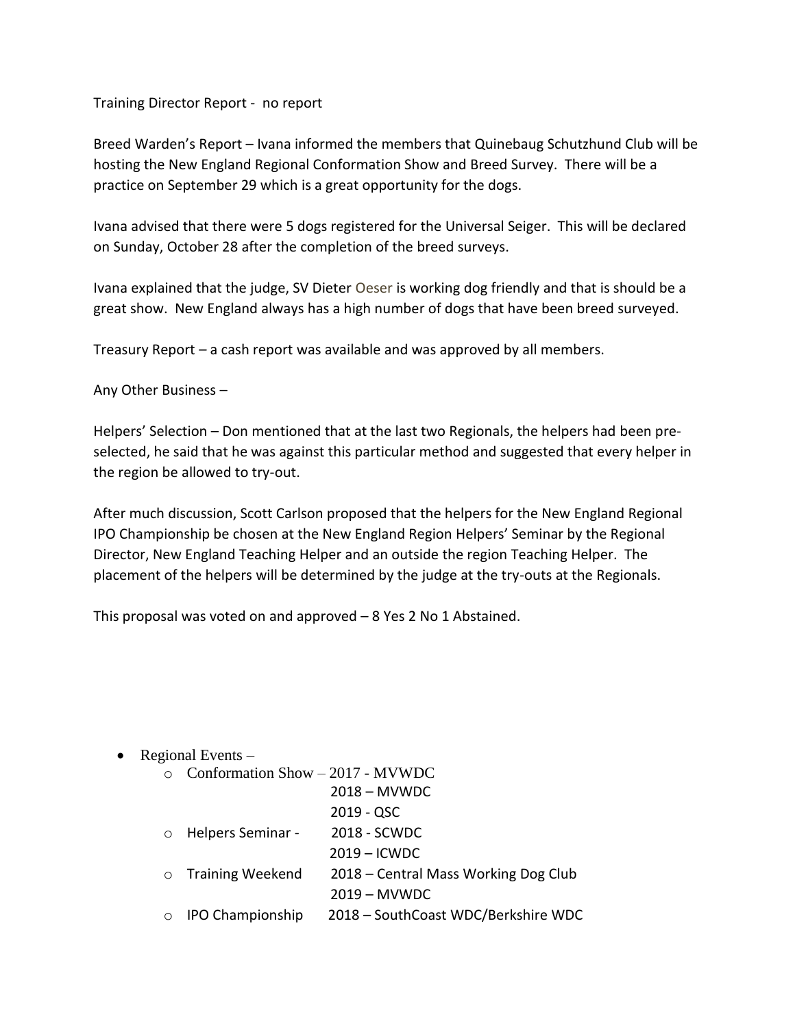Training Director Report - no report

Breed Warden's Report – Ivana informed the members that Quinebaug Schutzhund Club will be hosting the New England Regional Conformation Show and Breed Survey. There will be a practice on September 29 which is a great opportunity for the dogs.

Ivana advised that there were 5 dogs registered for the Universal Seiger. This will be declared on Sunday, October 28 after the completion of the breed surveys.

Ivana explained that the judge, SV Dieter Oeser is working dog friendly and that is should be a great show. New England always has a high number of dogs that have been breed surveyed.

Treasury Report – a cash report was available and was approved by all members.

Any Other Business –

Helpers' Selection – Don mentioned that at the last two Regionals, the helpers had been pre-selected, he said that he was against this particular method and suggested that every helper in the region be allowed to try-out.

After much discussion, Scott Carlson proposed that the helpers for the New England Regional IPO Championship be chosen at the New England Region Helpers' Seminar by the Regional Director, New England Teaching Helper and an outside the region Teaching Helper. The placement of the helpers will be determined by the judge at the try-outs at the Regionals.

This proposal was voted on and approved – 8 Yes 2 No 1 Abstained.

- Regional Events –
  - Conformation Show – 2017 - MVWDC
    2018 – MVWDC
    2019 - QSC
  - Helpers Seminar - 2018 - SCWDC
    2019 – ICWDC
  - Training Weekend 2018 – Central Mass Working Dog Club
    2019 – MVWDC
  - IPO Championship 2018 – SouthCoast WDC/Berkshire WDC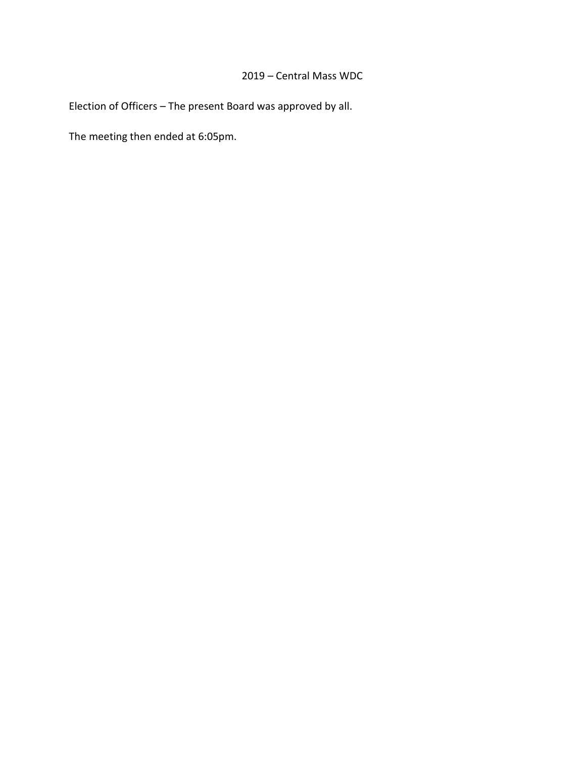Election of Officers – The present Board was approved by all.

The meeting then ended at 6:05pm.